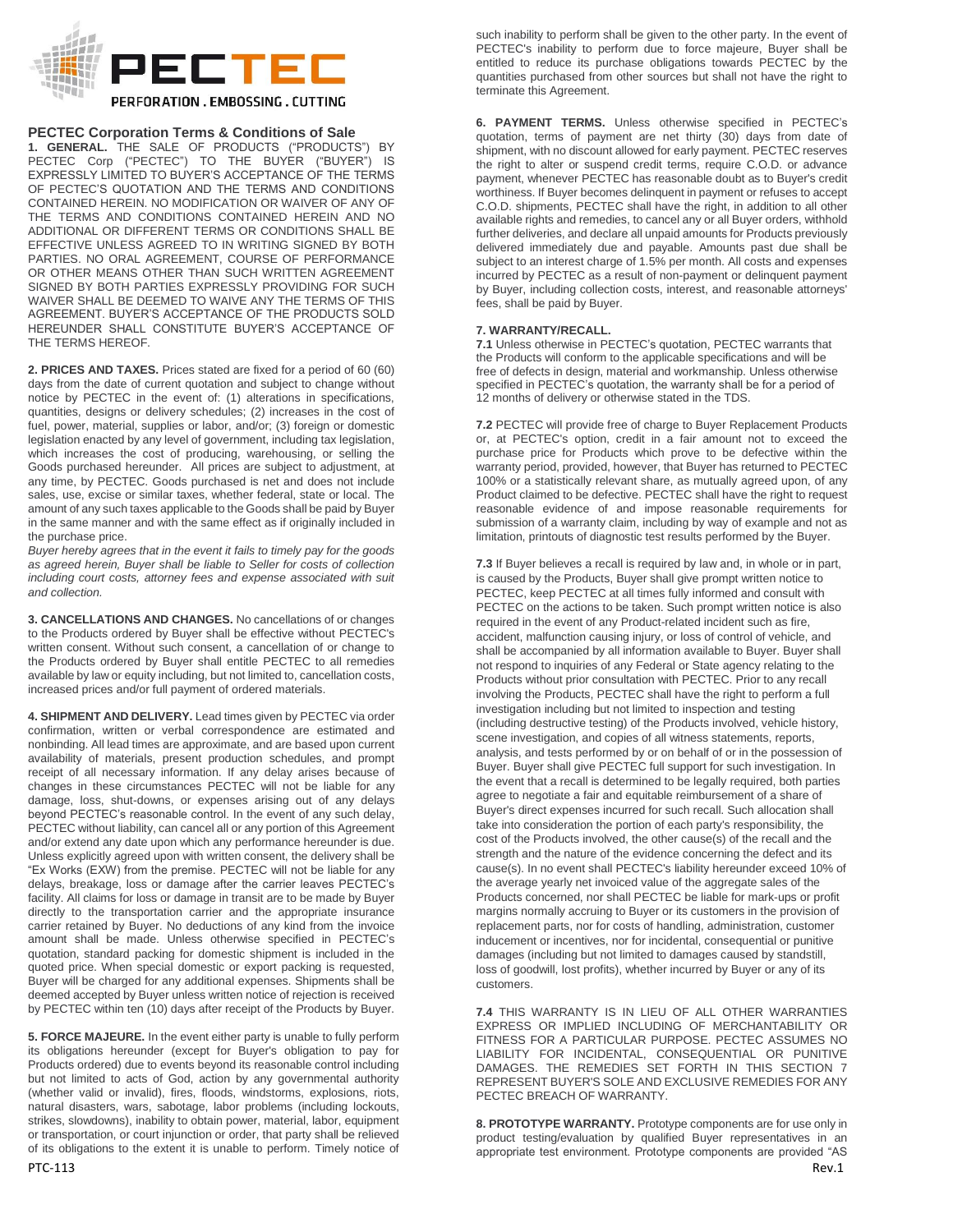PECTEC

PERFORATION . EMBOSSING . CUTTING

## PECTEC Corporation Terms & Conditions of Sale

**1. GENERAL.** THE SALE OF PRODUCTS ("PRODUCTS") BY PECTEC Corp ("PECTEC") TO THE BUYER ("BUYER") IS EXPRESSLY LIMITED TO BUYER'S ACCEPTANCE OF THE TERMS OF PECTEC'S QUOTATION AND THE TERMS AND CONDITIONS CONTAINED HEREIN. NO MODIFICATION OR WAIVER OF ANY OF THE TERMS AND CONDITIONS CONTAINED HEREIN AND NO ADDITIONAL OR DIFFERENT TERMS OR CONDITIONS SHALL BE EFFECTIVE UNLESS AGREED TO IN WRITING SIGNED BY BOTH PARTIES. NO ORAL AGREEMENT, COURSE OF PERFORMANCE OR OTHER MEANS OTHER THAN SUCH WRITTEN AGREEMENT SIGNED BY BOTH PARTIES EXPRESSLY PROVIDING FOR SUCH WAIVER SHALL BE DEEMED TO WAIVE ANY THE TERMS OF THIS AGREEMENT. BUYER'S ACCEPTANCE OF THE PRODUCTS SOLD HEREUNDER SHALL CONSTITUTE BUYER'S ACCEPTANCE OF THE TERMS HEREOF.

**2. PRICES AND TAXES.** Prices stated are fixed for a period of 60 (60) days from the date of current quotation and subject to change without notice by PECTEC in the event of: (1) alterations in specifications, quantities, designs or delivery schedules; (2) increases in the cost of fuel, power, material, supplies or labor, and/or; (3) foreign or domestic legislation enacted by any level of government, including tax legislation, which increases the cost of producing, warehousing, or selling the Goods purchased hereunder. All prices are subject to adjustment, at any time, by PECTEC. Goods purchased is net and does not include sales, use, excise or similar taxes, whether federal, state or local. The amount of any such taxes applicable to the Goods shall be paid by Buyer in the same manner and with the same effect as if originally included in the purchase price.

*Buyer hereby agrees that in the event it fails to timely pay for the goods as agreed herein, Buyer shall be liable to Seller for costs of collection including court costs, attorney fees and expense associated with suit and collection.*

**3. CANCELLATIONS AND CHANGES.** No cancellations of or changes to the Products ordered by Buyer shall be effective without PECTEC's written consent. Without such consent, a cancellation of or change to the Products ordered by Buyer shall entitle PECTEC to all remedies available by law or equity including, but not limited to, cancellation costs, increased prices and/or full payment of ordered materials.

**4. SHIPMENT AND DELIVERY.** Lead times given by PECTEC via order confirmation, written or verbal correspondence are estimated and nonbinding. All lead times are approximate, and are based upon current availability of materials, present production schedules, and prompt receipt of all necessary information. If any delay arises because of changes in these circumstances PECTEC will not be liable for any damage, loss, shut-downs, or expenses arising out of any delays beyond PECTEC's reasonable control. In the event of any such delay, PECTEC without liability, can cancel all or any portion of this Agreement and/or extend any date upon which any performance hereunder is due. Unless explicitly agreed upon with written consent, the delivery shall be "Ex Works (EXW) from the premise. PECTEC will not be liable for any delays, breakage, loss or damage after the carrier leaves PECTEC's facility. All claims for loss or damage in transit are to be made by Buyer directly to the transportation carrier and the appropriate insurance carrier retained by Buyer. No deductions of any kind from the invoice amount shall be made. Unless otherwise specified in PECTEC's quotation, standard packing for domestic shipment is included in the quoted price. When special domestic or export packing is requested, Buyer will be charged for any additional expenses. Shipments shall be deemed accepted by Buyer unless written notice of rejection is received by PECTEC within ten (10) days after receipt of the Products by Buyer.

**5. FORCE MAJEURE.** In the event either party is unable to fully perform its obligations hereunder (except for Buyer's obligation to pay for Products ordered) due to events beyond its reasonable control including but not limited to acts of God, action by any governmental authority (whether valid or invalid), fires, floods, windstorms, explosions, riots, natural disasters, wars, sabotage, labor problems (including lockouts, strikes, slowdowns), inability to obtain power, material, labor, equipment or transportation, or court injunction or order, that party shall be relieved of its obligations to the extent it is unable to perform. Timely notice of such inability to perform shall be given to the other party. In the event of PECTEC's inability to perform due to force majeure, Buyer shall be entitled to reduce its purchase obligations towards PECTEC by the quantities purchased from other sources but shall not have the right to terminate this Agreement.

**6. PAYMENT TERMS.** Unless otherwise specified in PECTEC's quotation, terms of payment are net thirty (30) days from date of shipment, with no discount allowed for early payment. PECTEC reserves the right to alter or suspend credit terms, require C.O.D. or advance payment, whenever PECTEC has reasonable doubt as to Buyer's credit worthiness. If Buyer becomes delinquent in payment or refuses to accept C.O.D. shipments, PECTEC shall have the right, in addition to all other available rights and remedies, to cancel any or all Buyer orders, withhold further deliveries, and declare all unpaid amounts for Products previously delivered immediately due and payable. Amounts past due shall be subject to an interest charge of 1.5% per month. All costs and expenses incurred by PECTEC as a result of non-payment or delinquent payment by Buyer, including collection costs, interest, and reasonable attorneys' fees, shall be paid by Buyer.

**7. WARRANTY/RECALL.**

**7.1** Unless otherwise in PECTEC's quotation, PECTEC warrants that the Products will conform to the applicable specifications and will be free of defects in design, material and workmanship. Unless otherwise specified in PECTEC's quotation, the warranty shall be for a period of 12 months of delivery or otherwise stated in the TDS.

**7.2** PECTEC will provide free of charge to Buyer Replacement Products or, at PECTEC's option, credit in a fair amount not to exceed the purchase price for Products which prove to be defective within the warranty period, provided, however, that Buyer has returned to PECTEC 100% or a statistically relevant share, as mutually agreed upon, of any Product claimed to be defective. PECTEC shall have the right to request reasonable evidence of and impose reasonable requirements for submission of a warranty claim, including by way of example and not as limitation, printouts of diagnostic test results performed by the Buyer.

**7.3** If Buyer believes a recall is required by law and, in whole or in part, is caused by the Products, Buyer shall give prompt written notice to PECTEC, keep PECTEC at all times fully informed and consult with PECTEC on the actions to be taken. Such prompt written notice is also required in the event of any Product-related incident such as fire, accident, malfunction causing injury, or loss of control of vehicle, and shall be accompanied by all information available to Buyer. Buyer shall not respond to inquiries of any Federal or State agency relating to the Products without prior consultation with PECTEC. Prior to any recall involving the Products, PECTEC shall have the right to perform a full investigation including but not limited to inspection and testing (including destructive testing) of the Products involved, vehicle history, scene investigation, and copies of all witness statements, reports, analysis, and tests performed by or on behalf of or in the possession of Buyer. Buyer shall give PECTEC full support for such investigation. In the event that a recall is determined to be legally required, both parties agree to negotiate a fair and equitable reimbursement of a share of Buyer's direct expenses incurred for such recall. Such allocation shall take into consideration the portion of each party's responsibility, the cost of the Products involved, the other cause(s) of the recall and the strength and the nature of the evidence concerning the defect and its cause(s). In no event shall PECTEC's liability hereunder exceed 10% of the average yearly net invoiced value of the aggregate sales of the Products concerned, nor shall PECTEC be liable for mark-ups or profit margins normally accruing to Buyer or its customers in the provision of replacement parts, nor for costs of handling, administration, customer inducement or incentives, nor for incidental, consequential or punitive damages (including but not limited to damages caused by standstill, loss of goodwill, lost profits), whether incurred by Buyer or any of its customers.

**7.4** THIS WARRANTY IS IN LIEU OF ALL OTHER WARRANTIES EXPRESS OR IMPLIED INCLUDING OF MERCHANTABILITY OR FITNESS FOR A PARTICULAR PURPOSE. PECTEC ASSUMES NO LIABILITY FOR INCIDENTAL, CONSEQUENTIAL OR PUNITIVE DAMAGES. THE REMEDIES SET FORTH IN THIS SECTION 7 REPRESENT BUYER'S SOLE AND EXCLUSIVE REMEDIES FOR ANY PECTEC BREACH OF WARRANTY.

**8. PROTOTYPE WARRANTY.** Prototype components are for use only in product testing/evaluation by qualified Buyer representatives in an appropriate test environment. Prototype components are provided "AS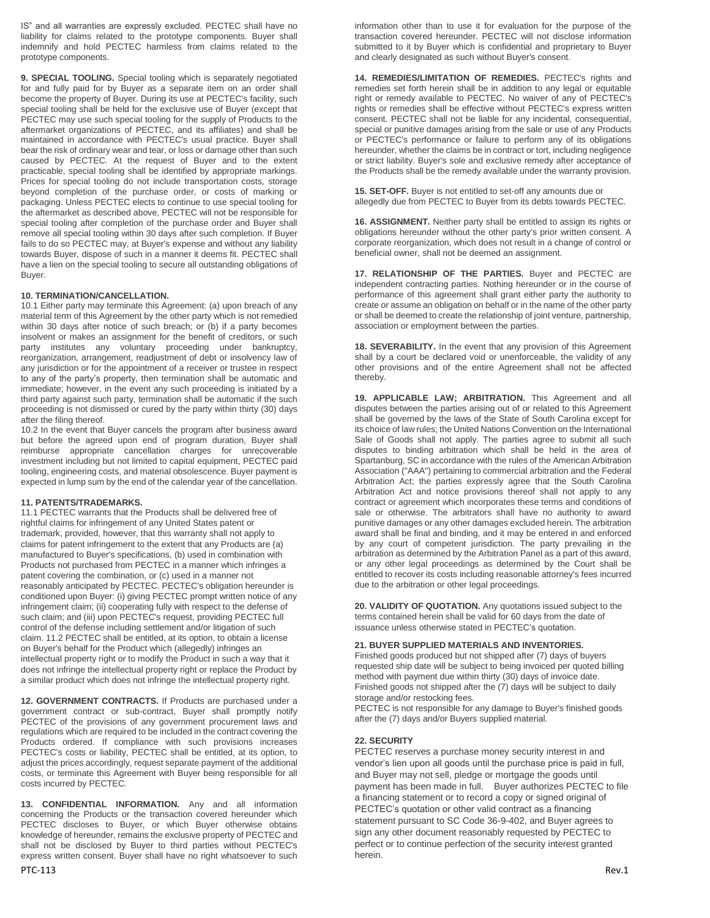IS" and all warranties are expressly excluded. PECTEC shall have no liability for claims related to the prototype components. Buyer shall indemnify and hold PECTEC harmless from claims related to the prototype components.

**9. SPECIAL TOOLING.** Special tooling which is separately negotiated for and fully paid for by Buyer as a separate item on an order shall become the property of Buyer. During its use at PECTEC's facility, such special tooling shall be held for the exclusive use of Buyer (except that PECTEC may use such special tooling for the supply of Products to the aftermarket organizations of PECTEC, and its affiliates) and shall be maintained in accordance with PECTEC's usual practice. Buyer shall bear the risk of ordinary wear and tear, or loss or damage other than such caused by PECTEC. At the request of Buyer and to the extent practicable, special tooling shall be identified by appropriate markings. Prices for special tooling do not include transportation costs, storage beyond completion of the purchase order, or costs of marking or packaging. Unless PECTEC elects to continue to use special tooling for the aftermarket as described above, PECTEC will not be responsible for special tooling after completion of the purchase order and Buyer shall remove all special tooling within 30 days after such completion. If Buyer fails to do so PECTEC may, at Buyer's expense and without any liability towards Buyer, dispose of such in a manner it deems fit. PECTEC shall have a lien on the special tooling to secure all outstanding obligations of Buyer.

**10. TERMINATION/CANCELLATION.**

10.1 Either party may terminate this Agreement: (a) upon breach of any material term of this Agreement by the other party which is not remedied within 30 days after notice of such breach; or (b) if a party becomes insolvent or makes an assignment for the benefit of creditors, or such party institutes any voluntary proceeding under bankruptcy, reorganization, arrangement, readjustment of debt or insolvency law of any jurisdiction or for the appointment of a receiver or trustee in respect to any of the party's property, then termination shall be automatic and immediate; however, in the event any such proceeding is initiated by a third party against such party, termination shall be automatic if the such proceeding is not dismissed or cured by the party within thirty (30) days after the filing thereof.

10.2 In the event that Buyer cancels the program after business award but before the agreed upon end of program duration, Buyer shall reimburse appropriate cancellation charges for unrecoverable investment including but not limited to capital equipment, PECTEC paid tooling, engineering costs, and material obsolescence. Buyer payment is expected in lump sum by the end of the calendar year of the cancellation.

**11. PATENTS/TRADEMARKS.**

11.1 PECTEC warrants that the Products shall be delivered free of rightful claims for infringement of any United States patent or trademark, provided, however, that this warranty shall not apply to claims for patent infringement to the extent that any Products are (a) manufactured to Buyer's specifications, (b) used in combination with Products not purchased from PECTEC in a manner which infringes a patent covering the combination, or (c) used in a manner not reasonably anticipated by PECTEC. PECTEC's obligation hereunder is conditioned upon Buyer: (i) giving PECTEC prompt written notice of any infringement claim; (ii) cooperating fully with respect to the defense of such claim; and (iii) upon PECTEC's request, providing PECTEC full control of the defense including settlement and/or litigation of such claim. 11.2 PECTEC shall be entitled, at its option, to obtain a license on Buyer's behalf for the Product which (allegedly) infringes an intellectual property right or to modify the Product in such a way that it does not infringe the intellectual property right or replace the Product by a similar product which does not infringe the intellectual property right.

**12. GOVERNMENT CONTRACTS.** If Products are purchased under a government contract or sub-contract, Buyer shall promptly notify PECTEC of the provisions of any government procurement laws and regulations which are required to be included in the contract covering the Products ordered. If compliance with such provisions increases PECTEC's costs or liability, PECTEC shall be entitled, at its option, to adjust the prices accordingly, request separate payment of the additional costs, or terminate this Agreement with Buyer being responsible for all costs incurred by PECTEC.

**13. CONFIDENTIAL INFORMATION.** Any and all information concerning the Products or the transaction covered hereunder which PECTEC discloses to Buyer, or which Buyer otherwise obtains knowledge of hereunder, remains the exclusive property of PECTEC and shall not be disclosed by Buyer to third parties without PECTEC's express written consent. Buyer shall have no right whatsoever to such information other than to use it for evaluation for the purpose of the transaction covered hereunder. PECTEC will not disclose information submitted to it by Buyer which is confidential and proprietary to Buyer and clearly designated as such without Buyer's consent.

**14. REMEDIES/LIMITATION OF REMEDIES.** PECTEC's rights and remedies set forth herein shall be in addition to any legal or equitable right or remedy available to PECTEC. No waiver of any of PECTEC's rights or remedies shall be effective without PECTEC's express written consent. PECTEC shall not be liable for any incidental, consequential, special or punitive damages arising from the sale or use of any Products or PECTEC's performance or failure to perform any of its obligations hereunder, whether the claims be in contract or tort, including negligence or strict liability. Buyer's sole and exclusive remedy after acceptance of the Products shall be the remedy available under the warranty provision.

**15. SET-OFF.** Buyer is not entitled to set-off any amounts due or allegedly due from PECTEC to Buyer from its debts towards PECTEC.

**16. ASSIGNMENT.** Neither party shall be entitled to assign its rights or obligations hereunder without the other party's prior written consent. A corporate reorganization, which does not result in a change of control or beneficial owner, shall not be deemed an assignment.

**17. RELATIONSHIP OF THE PARTIES.** Buyer and PECTEC are independent contracting parties. Nothing hereunder or in the course of performance of this agreement shall grant either party the authority to create or assume an obligation on behalf or in the name of the other party or shall be deemed to create the relationship of joint venture, partnership, association or employment between the parties.

**18. SEVERABILITY.** In the event that any provision of this Agreement shall by a court be declared void or unenforceable, the validity of any other provisions and of the entire Agreement shall not be affected thereby.

**19. APPLICABLE LAW; ARBITRATION.** This Agreement and all disputes between the parties arising out of or related to this Agreement shall be governed by the laws of the State of South Carolina except for its choice of law rules; the United Nations Convention on the International Sale of Goods shall not apply. The parties agree to submit all such disputes to binding arbitration which shall be held in the area of Spartanburg, SC in accordance with the rules of the American Arbitration Association ("AAA") pertaining to commercial arbitration and the Federal Arbitration Act; the parties expressly agree that the South Carolina Arbitration Act and notice provisions thereof shall not apply to any contract or agreement which incorporates these terms and conditions of sale or otherwise. The arbitrators shall have no authority to award punitive damages or any other damages excluded herein. The arbitration award shall be final and binding, and it may be entered in and enforced by any court of competent jurisdiction. The party prevailing in the arbitration as determined by the Arbitration Panel as a part of this award, or any other legal proceedings as determined by the Court shall be entitled to recover its costs including reasonable attorney's fees incurred due to the arbitration or other legal proceedings.

**20. VALIDITY OF QUOTATION.** Any quotations issued subject to the terms contained herein shall be valid for 60 days from the date of issuance unless otherwise stated in PECTEC's quotation.

**21. BUYER SUPPLIED MATERIALS AND INVENTORIES.**

Finished goods produced but not shipped after (7) days of buyers requested ship date will be subject to being invoiced per quoted billing method with payment due within thirty (30) days of invoice date. Finished goods not shipped after the (7) days will be subject to daily storage and/or restocking fees.

PECTEC is not responsible for any damage to Buyer's finished goods after the (7) days and/or Buyers supplied material.

**22. SECURITY**

PECTEC reserves a purchase money security interest in and vendor's lien upon all goods until the purchase price is paid in full, and Buyer may not sell, pledge or mortgage the goods until payment has been made in full. Buyer authorizes PECTEC to file a financing statement or to record a copy or signed original of PECTEC's quotation or other valid contract as a financing statement pursuant to SC Code 36-9-402, and Buyer agrees to sign any other document reasonably requested by PECTEC to perfect or to continue perfection of the security interest granted herein.

PTC-113 Rev.1